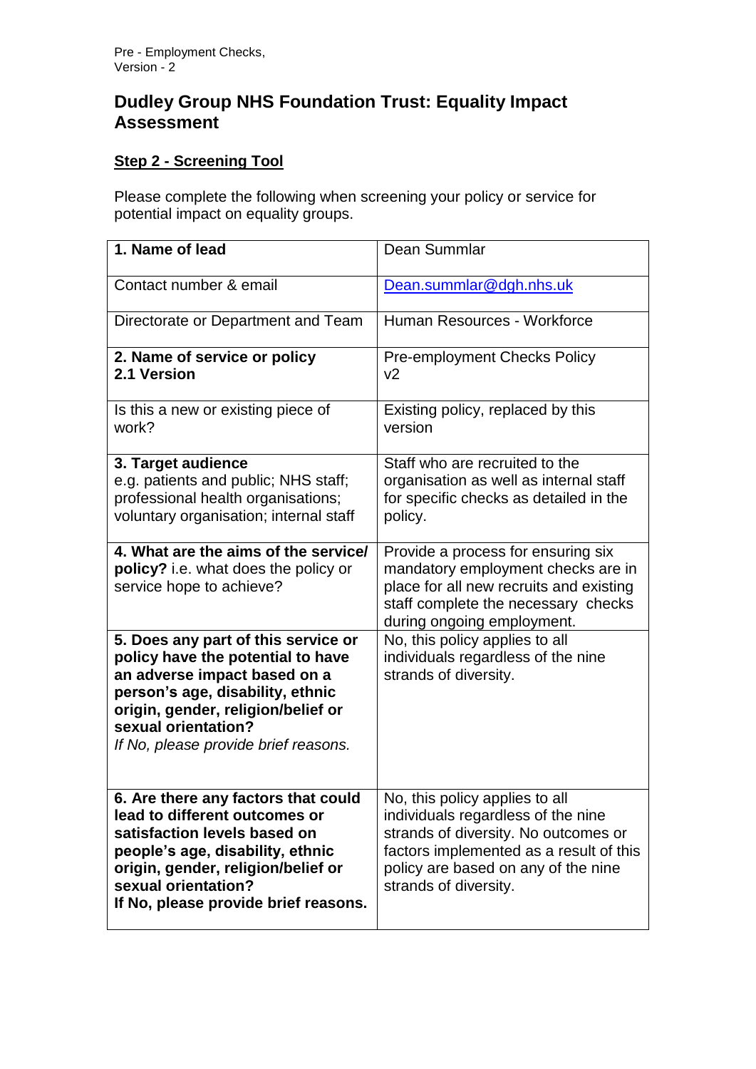Pre - Employment Checks,
Version - 2

# Dudley Group NHS Foundation Trust: Equality Impact Assessment

## <u>Step 2 - Screening Tool</u>

Please complete the following when screening your policy or service for potential impact on equality groups.

| **1. Name of lead** | Dean Summlar |
|---|---|
| Contact number & email | Dean.summlar@dgh.nhs.uk |
| Directorate or Department and Team | Human Resources - Workforce |
| **2. Name of service or policy**<br>**2.1 Version** | Pre-employment Checks Policy<br>v2 |
| Is this a new or existing piece of work? | Existing policy, replaced by this version |
| **3. Target audience**<br>e.g. patients and public; NHS staff; professional health organisations; voluntary organisation; internal staff | Staff who are recruited to the organisation as well as internal staff for specific checks as detailed in the policy. |
| **4. What are the aims of the service/ policy?** i.e. what does the policy or service hope to achieve? | Provide a process for ensuring six mandatory employment checks are in place for all new recruits and existing staff complete the necessary checks during ongoing employment. |
| **5. Does any part of this service or policy have the potential to have an adverse impact based on a person's age, disability, ethnic origin, gender, religion/belief or sexual orientation?**<br>*If No, please provide brief reasons.* | No, this policy applies to all individuals regardless of the nine strands of diversity. |
| **6. Are there any factors that could lead to different outcomes or satisfaction levels based on people's age, disability, ethnic origin, gender, religion/belief or sexual orientation?**<br>**If No, please provide brief reasons.** | No, this policy applies to all individuals regardless of the nine strands of diversity. No outcomes or factors implemented as a result of this policy are based on any of the nine strands of diversity. |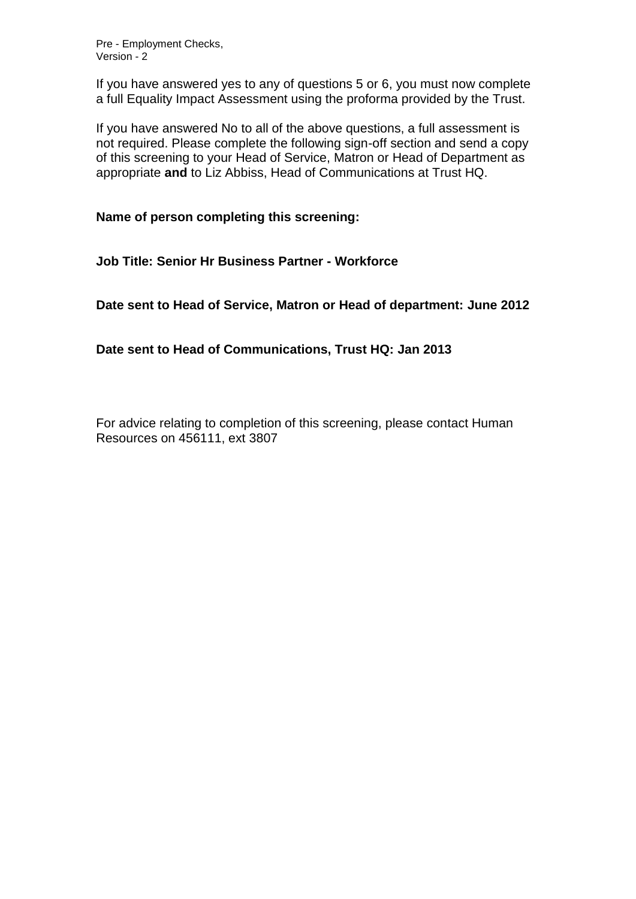If you have answered yes to any of questions 5 or 6, you must now complete a full Equality Impact Assessment using the proforma provided by the Trust.

If you have answered No to all of the above questions, a full assessment is not required. Please complete the following sign-off section and send a copy of this screening to your Head of Service, Matron or Head of Department as appropriate **and** to Liz Abbiss, Head of Communications at Trust HQ.

**Name of person completing this screening:**

**Job Title: Senior Hr Business Partner - Workforce**

**Date sent to Head of Service, Matron or Head of department: June 2012**

**Date sent to Head of Communications, Trust HQ: Jan 2013**

For advice relating to completion of this screening, please contact Human Resources on 456111, ext 3807